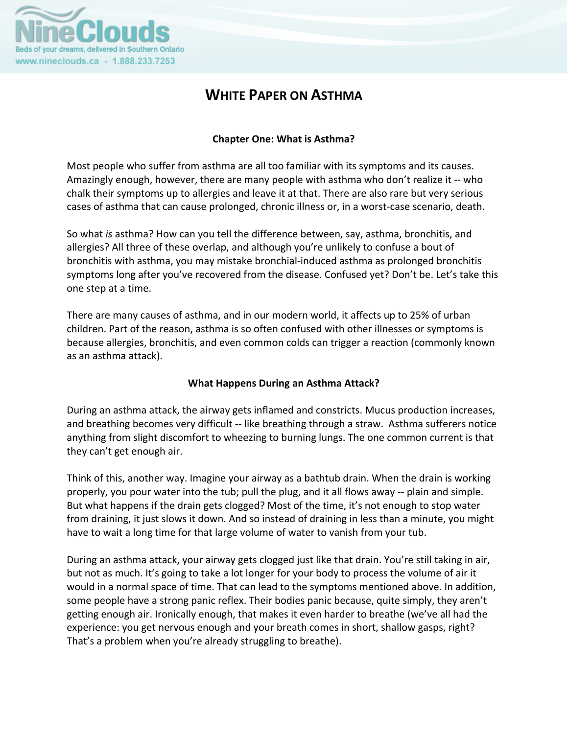# WHITE PAPER ON ASTHMA

### Chapter One: What is Asthma?

Most people who suffer from asthma are all too familiar with its symptoms and its causes. Amazingly enough, however, there are many people with asthma who don't realize it -- who chalk their symptoms up to allergies and leave it at that. There are also rare but very serious cases of asthma that can cause prolonged, chronic illness or, in a worst-case scenario, death.

So what *is* asthma? How can you tell the difference between, say, asthma, bronchitis, and allergies? All three of these overlap, and although you're unlikely to confuse a bout of bronchitis with asthma, you may mistake bronchial-induced asthma as prolonged bronchitis symptoms long after you've recovered from the disease. Confused yet? Don't be. Let's take this one step at a time.

There are many causes of asthma, and in our modern world, it affects up to 25% of urban children. Part of the reason, asthma is so often confused with other illnesses or symptoms is because allergies, bronchitis, and even common colds can trigger a reaction (commonly known as an asthma attack).

### What Happens During an Asthma Attack?

During an asthma attack, the airway gets inflamed and constricts. Mucus production increases, and breathing becomes very difficult -- like breathing through a straw. Asthma sufferers notice anything from slight discomfort to wheezing to burning lungs. The one common current is that they can't get enough air.

Think of this, another way. Imagine your airway as a bathtub drain. When the drain is working properly, you pour water into the tub; pull the plug, and it all flows away -- plain and simple. But what happens if the drain gets clogged? Most of the time, it's not enough to stop water from draining, it just slows it down. And so instead of draining in less than a minute, you might have to wait a long time for that large volume of water to vanish from your tub.

During an asthma attack, your airway gets clogged just like that drain. You're still taking in air, but not as much. It's going to take a lot longer for your body to process the volume of air it would in a normal space of time. That can lead to the symptoms mentioned above. In addition, some people have a strong panic reflex. Their bodies panic because, quite simply, they aren't getting enough air. Ironically enough, that makes it even harder to breathe (we've all had the experience: you get nervous enough and your breath comes in short, shallow gasps, right? That's a problem when you're already struggling to breathe).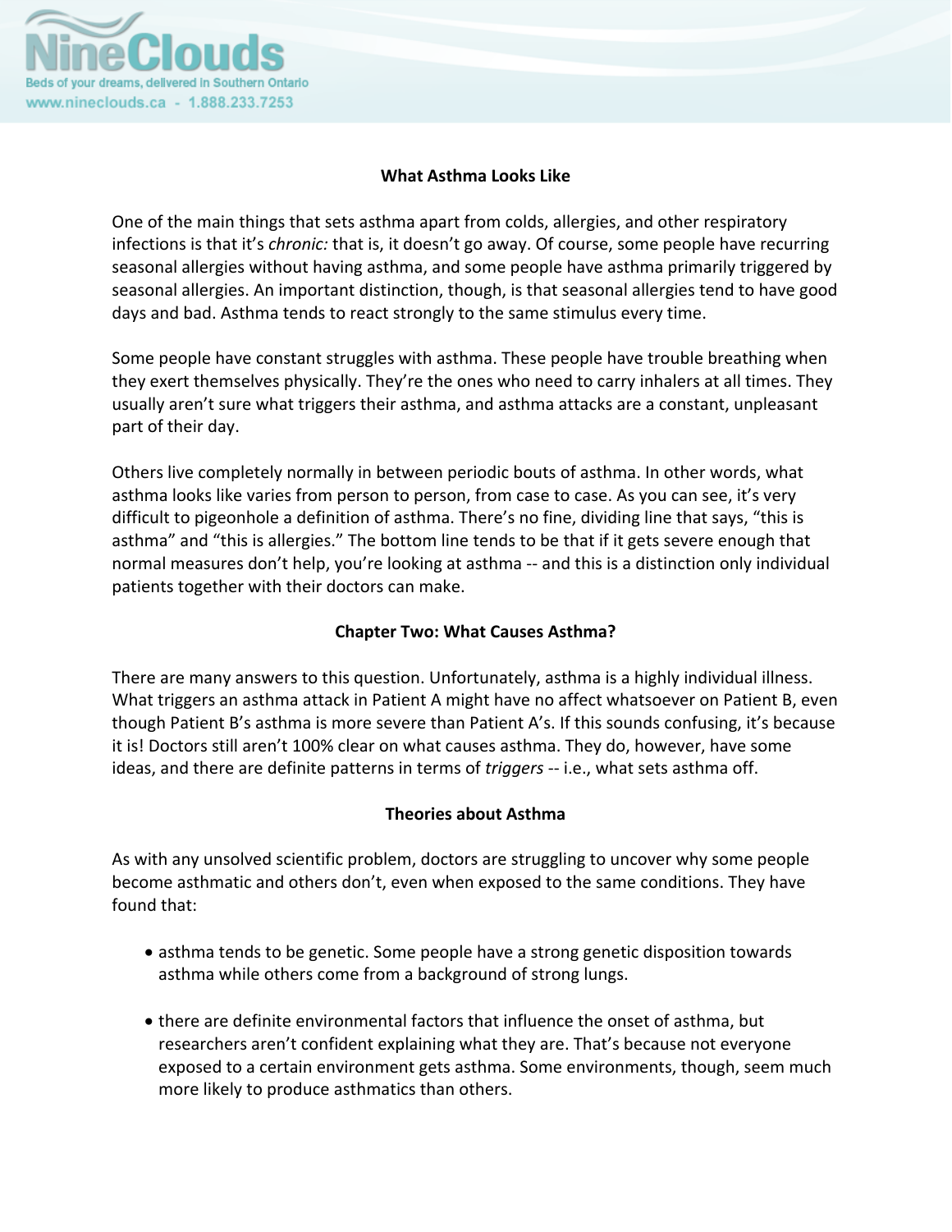## What Asthma Looks Like

One of the main things that sets asthma apart from colds, allergies, and other respiratory infections is that it's *chronic:* that is, it doesn't go away. Of course, some people have recurring seasonal allergies without having asthma, and some people have asthma primarily triggered by seasonal allergies. An important distinction, though, is that seasonal allergies tend to have good days and bad. Asthma tends to react strongly to the same stimulus every time.

Some people have constant struggles with asthma. These people have trouble breathing when they exert themselves physically. They're the ones who need to carry inhalers at all times. They usually aren't sure what triggers their asthma, and asthma attacks are a constant, unpleasant part of their day.

Others live completely normally in between periodic bouts of asthma. In other words, what asthma looks like varies from person to person, from case to case. As you can see, it's very difficult to pigeonhole a definition of asthma. There's no fine, dividing line that says, "this is asthma" and "this is allergies." The bottom line tends to be that if it gets severe enough that normal measures don't help, you're looking at asthma -- and this is a distinction only individual patients together with their doctors can make.

## Chapter Two: What Causes Asthma?

There are many answers to this question. Unfortunately, asthma is a highly individual illness. What triggers an asthma attack in Patient A might have no affect whatsoever on Patient B, even though Patient B's asthma is more severe than Patient A's. If this sounds confusing, it's because it is! Doctors still aren't 100% clear on what causes asthma. They do, however, have some ideas, and there are definite patterns in terms of *triggers* -- i.e., what sets asthma off.

### Theories about Asthma

As with any unsolved scientific problem, doctors are struggling to uncover why some people become asthmatic and others don't, even when exposed to the same conditions. They have found that:

- asthma tends to be genetic. Some people have a strong genetic disposition towards asthma while others come from a background of strong lungs.

- there are definite environmental factors that influence the onset of asthma, but researchers aren't confident explaining what they are. That's because not everyone exposed to a certain environment gets asthma. Some environments, though, seem much more likely to produce asthmatics than others.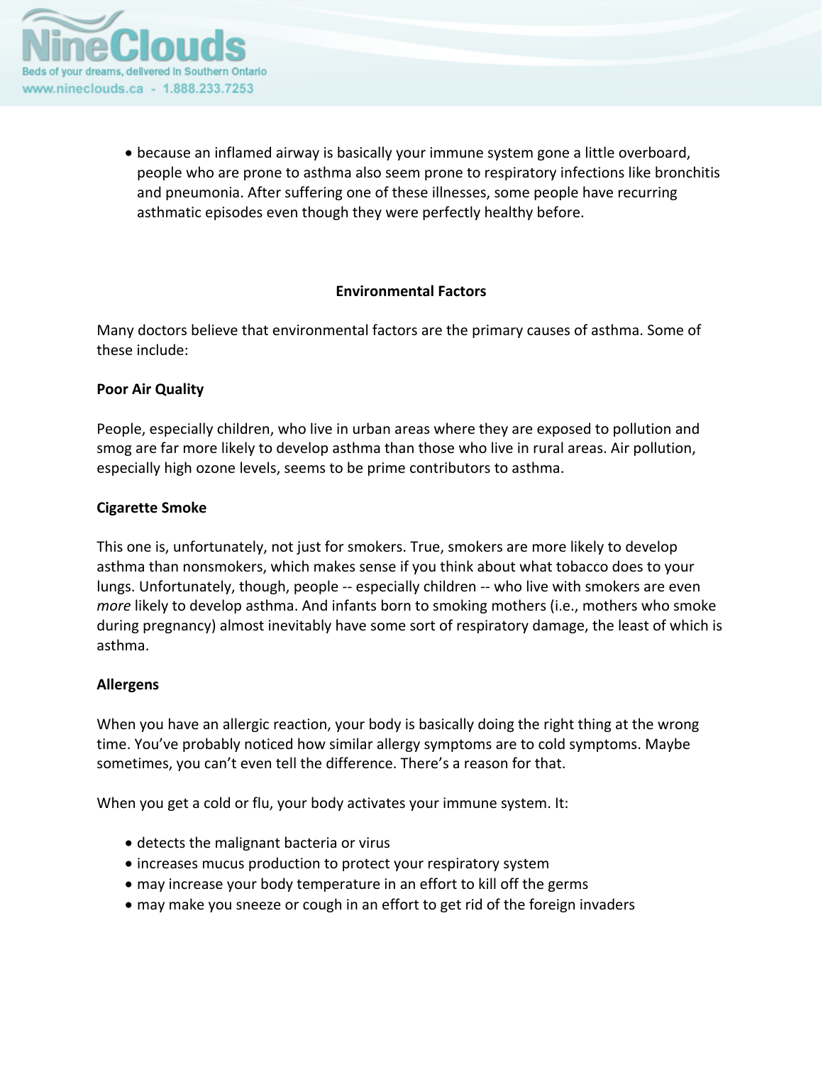- because an inflamed airway is basically your immune system gone a little overboard, people who are prone to asthma also seem prone to respiratory infections like bronchitis and pneumonia. After suffering one of these illnesses, some people have recurring asthmatic episodes even though they were perfectly healthy before.

## Environmental Factors

Many doctors believe that environmental factors are the primary causes of asthma. Some of these include:

### Poor Air Quality

People, especially children, who live in urban areas where they are exposed to pollution and smog are far more likely to develop asthma than those who live in rural areas. Air pollution, especially high ozone levels, seems to be prime contributors to asthma.

### Cigarette Smoke

This one is, unfortunately, not just for smokers. True, smokers are more likely to develop asthma than nonsmokers, which makes sense if you think about what tobacco does to your lungs. Unfortunately, though, people -- especially children -- who live with smokers are even *more* likely to develop asthma. And infants born to smoking mothers (i.e., mothers who smoke during pregnancy) almost inevitably have some sort of respiratory damage, the least of which is asthma.

### Allergens

When you have an allergic reaction, your body is basically doing the right thing at the wrong time. You've probably noticed how similar allergy symptoms are to cold symptoms. Maybe sometimes, you can't even tell the difference. There's a reason for that.

When you get a cold or flu, your body activates your immune system. It:

- detects the malignant bacteria or virus
- increases mucus production to protect your respiratory system
- may increase your body temperature in an effort to kill off the germs
- may make you sneeze or cough in an effort to get rid of the foreign invaders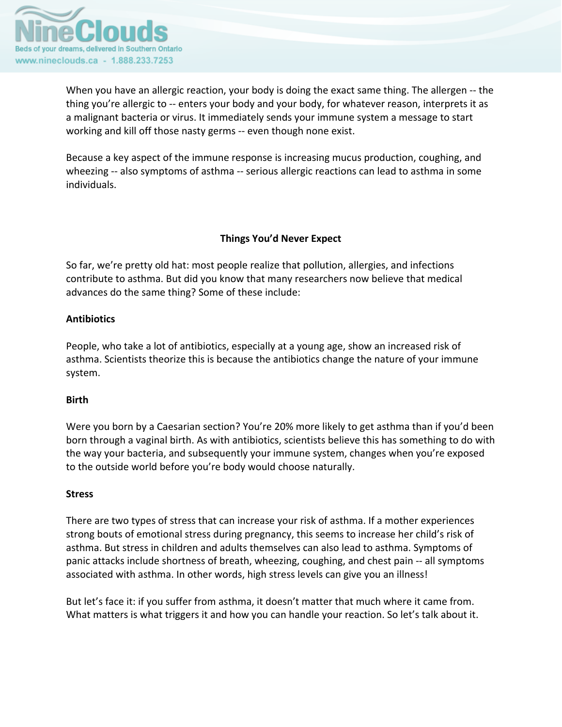When you have an allergic reaction, your body is doing the exact same thing. The allergen -- the thing you're allergic to -- enters your body and your body, for whatever reason, interprets it as a malignant bacteria or virus. It immediately sends your immune system a message to start working and kill off those nasty germs -- even though none exist.

Because a key aspect of the immune response is increasing mucus production, coughing, and wheezing -- also symptoms of asthma -- serious allergic reactions can lead to asthma in some individuals.

## Things You'd Never Expect

So far, we're pretty old hat: most people realize that pollution, allergies, and infections contribute to asthma. But did you know that many researchers now believe that medical advances do the same thing? Some of these include:

### Antibiotics

People, who take a lot of antibiotics, especially at a young age, show an increased risk of asthma. Scientists theorize this is because the antibiotics change the nature of your immune system.

### Birth

Were you born by a Caesarian section? You're 20% more likely to get asthma than if you'd been born through a vaginal birth. As with antibiotics, scientists believe this has something to do with the way your bacteria, and subsequently your immune system, changes when you're exposed to the outside world before you're body would choose naturally.

### Stress

There are two types of stress that can increase your risk of asthma. If a mother experiences strong bouts of emotional stress during pregnancy, this seems to increase her child's risk of asthma. But stress in children and adults themselves can also lead to asthma. Symptoms of panic attacks include shortness of breath, wheezing, coughing, and chest pain -- all symptoms associated with asthma. In other words, high stress levels can give you an illness!

But let's face it: if you suffer from asthma, it doesn't matter that much where it came from. What matters is what triggers it and how you can handle your reaction. So let's talk about it.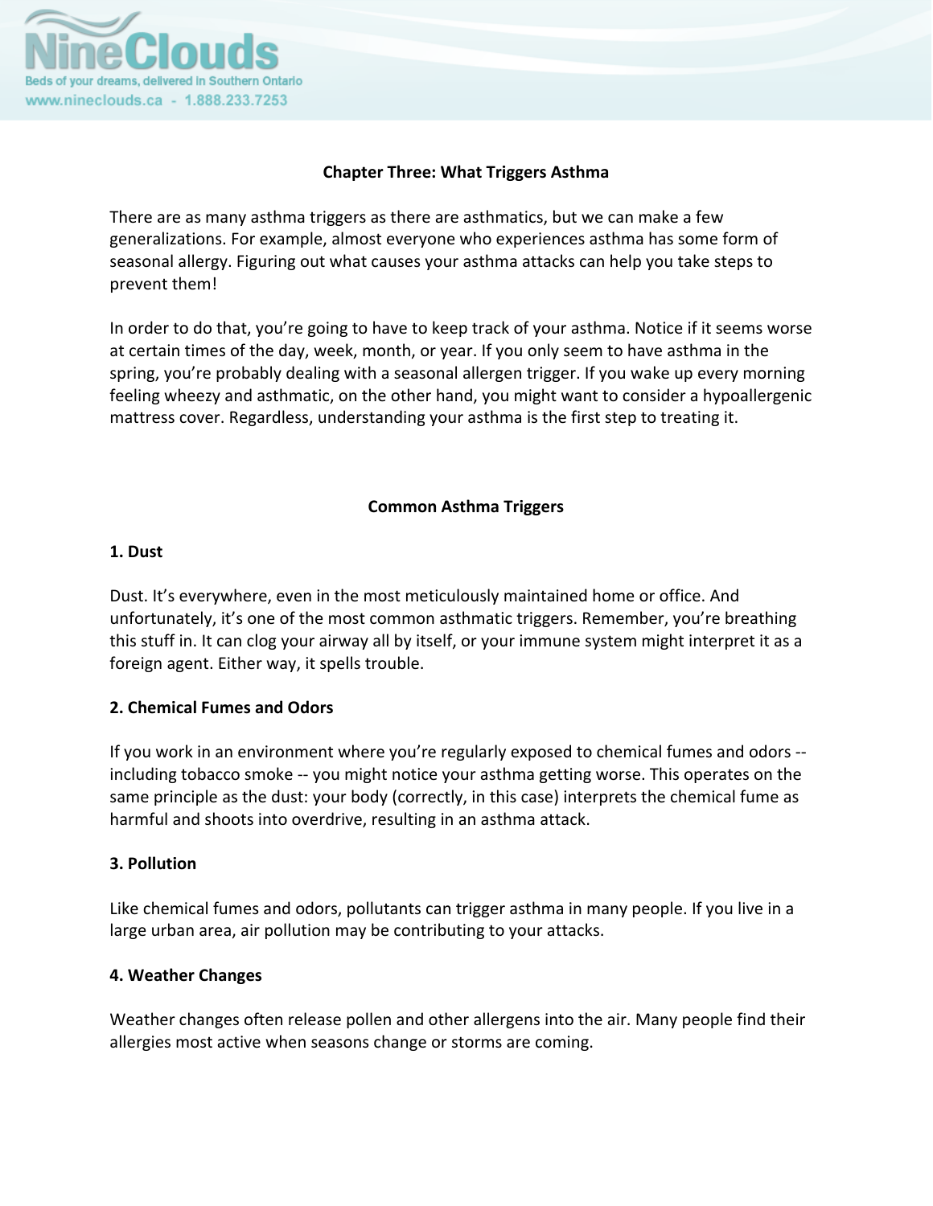## Chapter Three: What Triggers Asthma

There are as many asthma triggers as there are asthmatics, but we can make a few generalizations. For example, almost everyone who experiences asthma has some form of seasonal allergy. Figuring out what causes your asthma attacks can help you take steps to prevent them!

In order to do that, you're going to have to keep track of your asthma. Notice if it seems worse at certain times of the day, week, month, or year. If you only seem to have asthma in the spring, you're probably dealing with a seasonal allergen trigger. If you wake up every morning feeling wheezy and asthmatic, on the other hand, you might want to consider a hypoallergenic mattress cover. Regardless, understanding your asthma is the first step to treating it.

### Common Asthma Triggers

**1. Dust**

Dust. It's everywhere, even in the most meticulously maintained home or office. And unfortunately, it's one of the most common asthmatic triggers. Remember, you're breathing this stuff in. It can clog your airway all by itself, or your immune system might interpret it as a foreign agent. Either way, it spells trouble.

**2. Chemical Fumes and Odors**

If you work in an environment where you're regularly exposed to chemical fumes and odors -- including tobacco smoke -- you might notice your asthma getting worse. This operates on the same principle as the dust: your body (correctly, in this case) interprets the chemical fume as harmful and shoots into overdrive, resulting in an asthma attack.

**3. Pollution**

Like chemical fumes and odors, pollutants can trigger asthma in many people. If you live in a large urban area, air pollution may be contributing to your attacks.

**4. Weather Changes**

Weather changes often release pollen and other allergens into the air. Many people find their allergies most active when seasons change or storms are coming.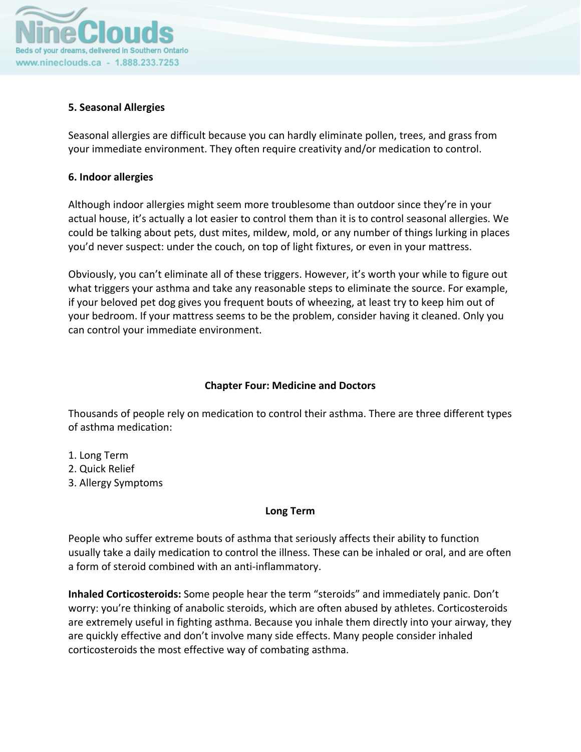**5. Seasonal Allergies**

Seasonal allergies are difficult because you can hardly eliminate pollen, trees, and grass from your immediate environment. They often require creativity and/or medication to control.

**6. Indoor allergies**

Although indoor allergies might seem more troublesome than outdoor since they're in your actual house, it's actually a lot easier to control them than it is to control seasonal allergies. We could be talking about pets, dust mites, mildew, mold, or any number of things lurking in places you'd never suspect: under the couch, on top of light fixtures, or even in your mattress.

Obviously, you can't eliminate all of these triggers. However, it's worth your while to figure out what triggers your asthma and take any reasonable steps to eliminate the source. For example, if your beloved pet dog gives you frequent bouts of wheezing, at least try to keep him out of your bedroom. If your mattress seems to be the problem, consider having it cleaned. Only you can control your immediate environment.

## Chapter Four: Medicine and Doctors

Thousands of people rely on medication to control their asthma. There are three different types of asthma medication:

1. Long Term
2. Quick Relief
3. Allergy Symptoms

### Long Term

People who suffer extreme bouts of asthma that seriously affects their ability to function usually take a daily medication to control the illness. These can be inhaled or oral, and are often a form of steroid combined with an anti-inflammatory.

**Inhaled Corticosteroids:** Some people hear the term "steroids" and immediately panic. Don't worry: you're thinking of anabolic steroids, which are often abused by athletes. Corticosteroids are extremely useful in fighting asthma. Because you inhale them directly into your airway, they are quickly effective and don't involve many side effects. Many people consider inhaled corticosteroids the most effective way of combating asthma.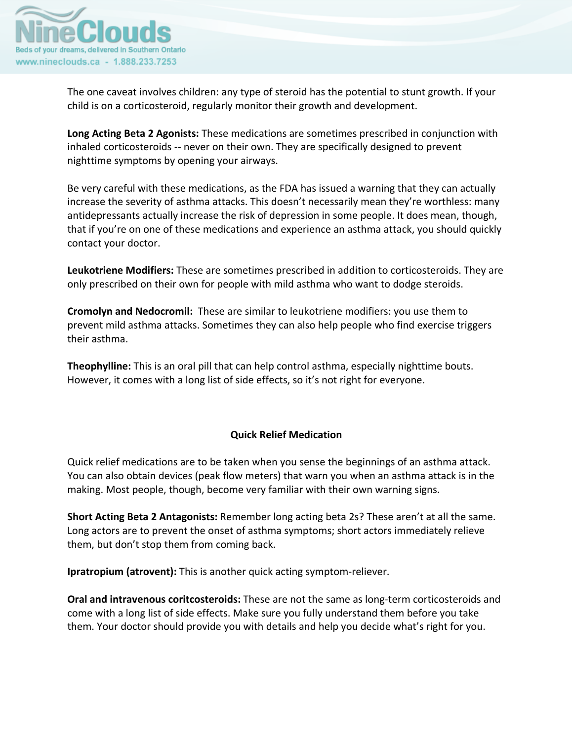The one caveat involves children: any type of steroid has the potential to stunt growth. If your child is on a corticosteroid, regularly monitor their growth and development.

**Long Acting Beta 2 Agonists:** These medications are sometimes prescribed in conjunction with inhaled corticosteroids -- never on their own. They are specifically designed to prevent nighttime symptoms by opening your airways.

Be very careful with these medications, as the FDA has issued a warning that they can actually increase the severity of asthma attacks. This doesn't necessarily mean they're worthless: many antidepressants actually increase the risk of depression in some people. It does mean, though, that if you're on one of these medications and experience an asthma attack, you should quickly contact your doctor.

**Leukotriene Modifiers:** These are sometimes prescribed in addition to corticosteroids. They are only prescribed on their own for people with mild asthma who want to dodge steroids.

**Cromolyn and Nedocromil:** These are similar to leukotriene modifiers: you use them to prevent mild asthma attacks. Sometimes they can also help people who find exercise triggers their asthma.

**Theophylline:** This is an oral pill that can help control asthma, especially nighttime bouts. However, it comes with a long list of side effects, so it's not right for everyone.

## Quick Relief Medication

Quick relief medications are to be taken when you sense the beginnings of an asthma attack. You can also obtain devices (peak flow meters) that warn you when an asthma attack is in the making. Most people, though, become very familiar with their own warning signs.

**Short Acting Beta 2 Antagonists:** Remember long acting beta 2s? These aren't at all the same. Long actors are to prevent the onset of asthma symptoms; short actors immediately relieve them, but don't stop them from coming back.

**Ipratropium (atrovent):** This is another quick acting symptom-reliever.

**Oral and intravenous coritcosteroids:** These are not the same as long-term corticosteroids and come with a long list of side effects. Make sure you fully understand them before you take them. Your doctor should provide you with details and help you decide what's right for you.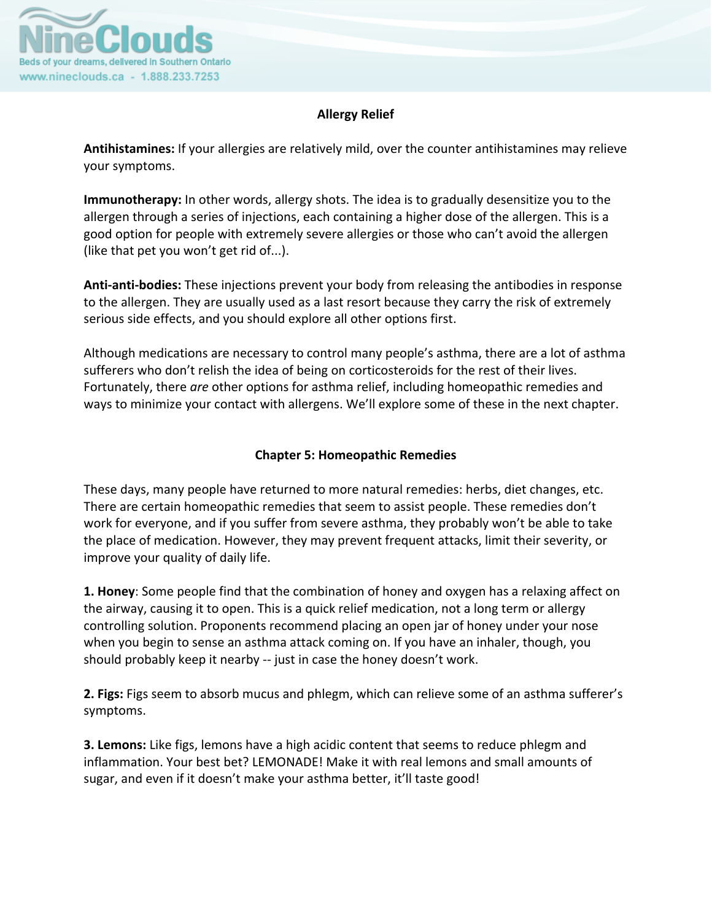## Allergy Relief

**Antihistamines:** If your allergies are relatively mild, over the counter antihistamines may relieve your symptoms.

**Immunotherapy:** In other words, allergy shots. The idea is to gradually desensitize you to the allergen through a series of injections, each containing a higher dose of the allergen. This is a good option for people with extremely severe allergies or those who can't avoid the allergen (like that pet you won't get rid of...).

**Anti-anti-bodies:** These injections prevent your body from releasing the antibodies in response to the allergen. They are usually used as a last resort because they carry the risk of extremely serious side effects, and you should explore all other options first.

Although medications are necessary to control many people's asthma, there are a lot of asthma sufferers who don't relish the idea of being on corticosteroids for the rest of their lives. Fortunately, there *are* other options for asthma relief, including homeopathic remedies and ways to minimize your contact with allergens. We'll explore some of these in the next chapter.

## Chapter 5: Homeopathic Remedies

These days, many people have returned to more natural remedies: herbs, diet changes, etc. There are certain homeopathic remedies that seem to assist people. These remedies don't work for everyone, and if you suffer from severe asthma, they probably won't be able to take the place of medication. However, they may prevent frequent attacks, limit their severity, or improve your quality of daily life.

**1. Honey**: Some people find that the combination of honey and oxygen has a relaxing affect on the airway, causing it to open. This is a quick relief medication, not a long term or allergy controlling solution. Proponents recommend placing an open jar of honey under your nose when you begin to sense an asthma attack coming on. If you have an inhaler, though, you should probably keep it nearby -- just in case the honey doesn't work.

**2. Figs:** Figs seem to absorb mucus and phlegm, which can relieve some of an asthma sufferer's symptoms.

**3. Lemons:** Like figs, lemons have a high acidic content that seems to reduce phlegm and inflammation. Your best bet? LEMONADE! Make it with real lemons and small amounts of sugar, and even if it doesn't make your asthma better, it'll taste good!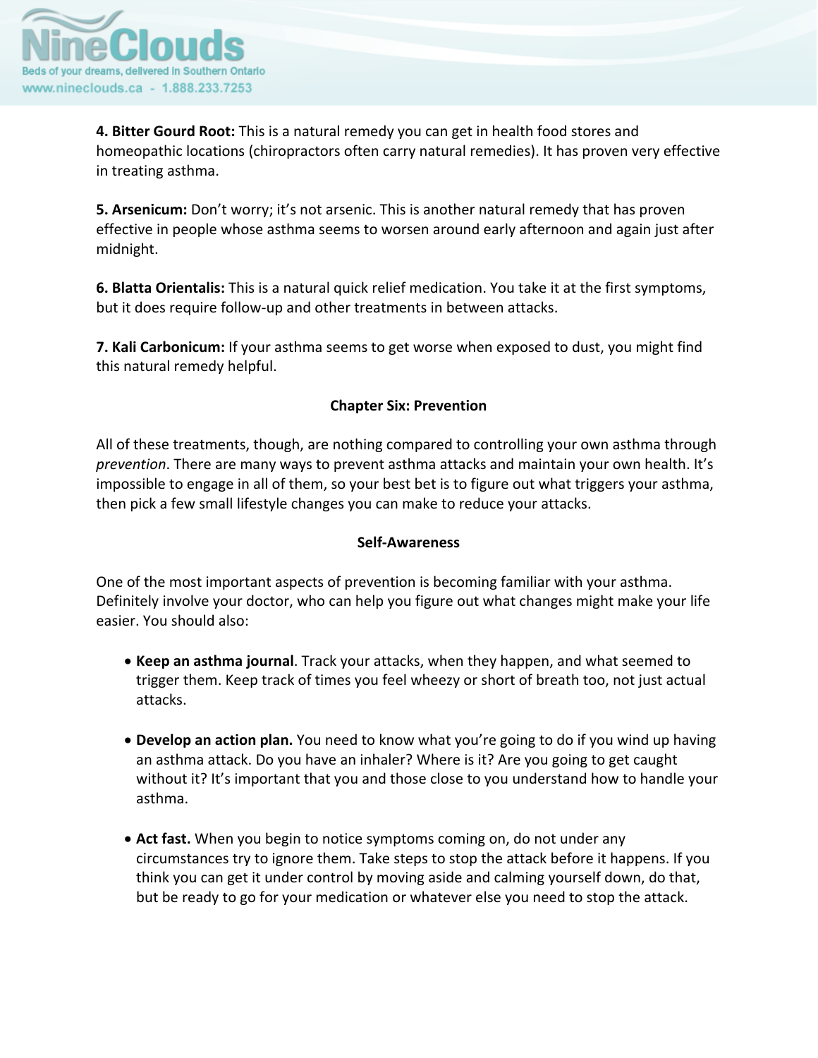**4. Bitter Gourd Root:** This is a natural remedy you can get in health food stores and homeopathic locations (chiropractors often carry natural remedies). It has proven very effective in treating asthma.

**5. Arsenicum:** Don't worry; it's not arsenic. This is another natural remedy that has proven effective in people whose asthma seems to worsen around early afternoon and again just after midnight.

**6. Blatta Orientalis:** This is a natural quick relief medication. You take it at the first symptoms, but it does require follow-up and other treatments in between attacks.

**7. Kali Carbonicum:** If your asthma seems to get worse when exposed to dust, you might find this natural remedy helpful.

## Chapter Six: Prevention

All of these treatments, though, are nothing compared to controlling your own asthma through *prevention*. There are many ways to prevent asthma attacks and maintain your own health. It's impossible to engage in all of them, so your best bet is to figure out what triggers your asthma, then pick a few small lifestyle changes you can make to reduce your attacks.

### Self-Awareness

One of the most important aspects of prevention is becoming familiar with your asthma. Definitely involve your doctor, who can help you figure out what changes might make your life easier. You should also:

- **Keep an asthma journal**. Track your attacks, when they happen, and what seemed to trigger them. Keep track of times you feel wheezy or short of breath too, not just actual attacks.

- **Develop an action plan.** You need to know what you're going to do if you wind up having an asthma attack. Do you have an inhaler? Where is it? Are you going to get caught without it? It's important that you and those close to you understand how to handle your asthma.

- **Act fast.** When you begin to notice symptoms coming on, do not under any circumstances try to ignore them. Take steps to stop the attack before it happens. If you think you can get it under control by moving aside and calming yourself down, do that, but be ready to go for your medication or whatever else you need to stop the attack.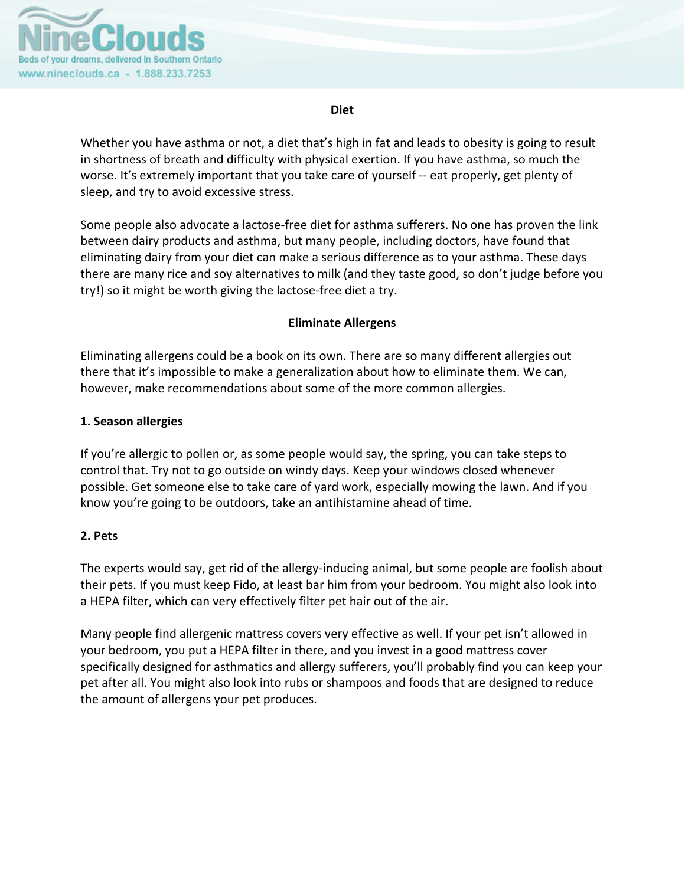## Diet

Whether you have asthma or not, a diet that's high in fat and leads to obesity is going to result in shortness of breath and difficulty with physical exertion. If you have asthma, so much the worse. It's extremely important that you take care of yourself -- eat properly, get plenty of sleep, and try to avoid excessive stress.

Some people also advocate a lactose-free diet for asthma sufferers. No one has proven the link between dairy products and asthma, but many people, including doctors, have found that eliminating dairy from your diet can make a serious difference as to your asthma. These days there are many rice and soy alternatives to milk (and they taste good, so don't judge before you try!) so it might be worth giving the lactose-free diet a try.

## Eliminate Allergens

Eliminating allergens could be a book on its own. There are so many different allergies out there that it's impossible to make a generalization about how to eliminate them. We can, however, make recommendations about some of the more common allergies.

### 1. Season allergies

If you're allergic to pollen or, as some people would say, the spring, you can take steps to control that. Try not to go outside on windy days. Keep your windows closed whenever possible. Get someone else to take care of yard work, especially mowing the lawn. And if you know you're going to be outdoors, take an antihistamine ahead of time.

### 2. Pets

The experts would say, get rid of the allergy-inducing animal, but some people are foolish about their pets. If you must keep Fido, at least bar him from your bedroom. You might also look into a HEPA filter, which can very effectively filter pet hair out of the air.

Many people find allergenic mattress covers very effective as well. If your pet isn't allowed in your bedroom, you put a HEPA filter in there, and you invest in a good mattress cover specifically designed for asthmatics and allergy sufferers, you'll probably find you can keep your pet after all. You might also look into rubs or shampoos and foods that are designed to reduce the amount of allergens your pet produces.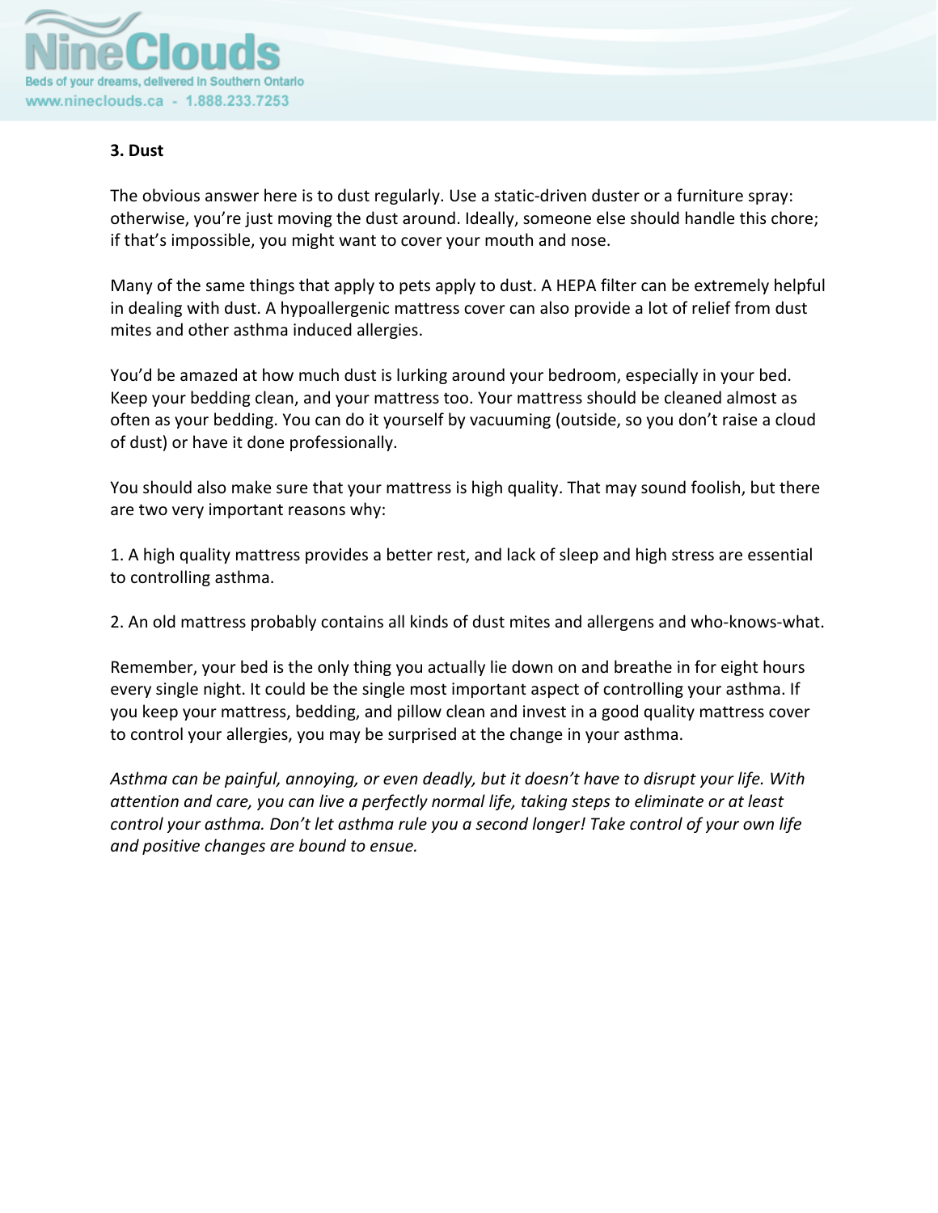**3. Dust**

The obvious answer here is to dust regularly. Use a static-driven duster or a furniture spray: otherwise, you're just moving the dust around. Ideally, someone else should handle this chore; if that's impossible, you might want to cover your mouth and nose.

Many of the same things that apply to pets apply to dust. A HEPA filter can be extremely helpful in dealing with dust. A hypoallergenic mattress cover can also provide a lot of relief from dust mites and other asthma induced allergies.

You'd be amazed at how much dust is lurking around your bedroom, especially in your bed. Keep your bedding clean, and your mattress too. Your mattress should be cleaned almost as often as your bedding. You can do it yourself by vacuuming (outside, so you don't raise a cloud of dust) or have it done professionally.

You should also make sure that your mattress is high quality. That may sound foolish, but there are two very important reasons why:

1. A high quality mattress provides a better rest, and lack of sleep and high stress are essential to controlling asthma.

2. An old mattress probably contains all kinds of dust mites and allergens and who-knows-what.

Remember, your bed is the only thing you actually lie down on and breathe in for eight hours every single night. It could be the single most important aspect of controlling your asthma. If you keep your mattress, bedding, and pillow clean and invest in a good quality mattress cover to control your allergies, you may be surprised at the change in your asthma.

*Asthma can be painful, annoying, or even deadly, but it doesn't have to disrupt your life. With attention and care, you can live a perfectly normal life, taking steps to eliminate or at least control your asthma. Don't let asthma rule you a second longer! Take control of your own life and positive changes are bound to ensue.*